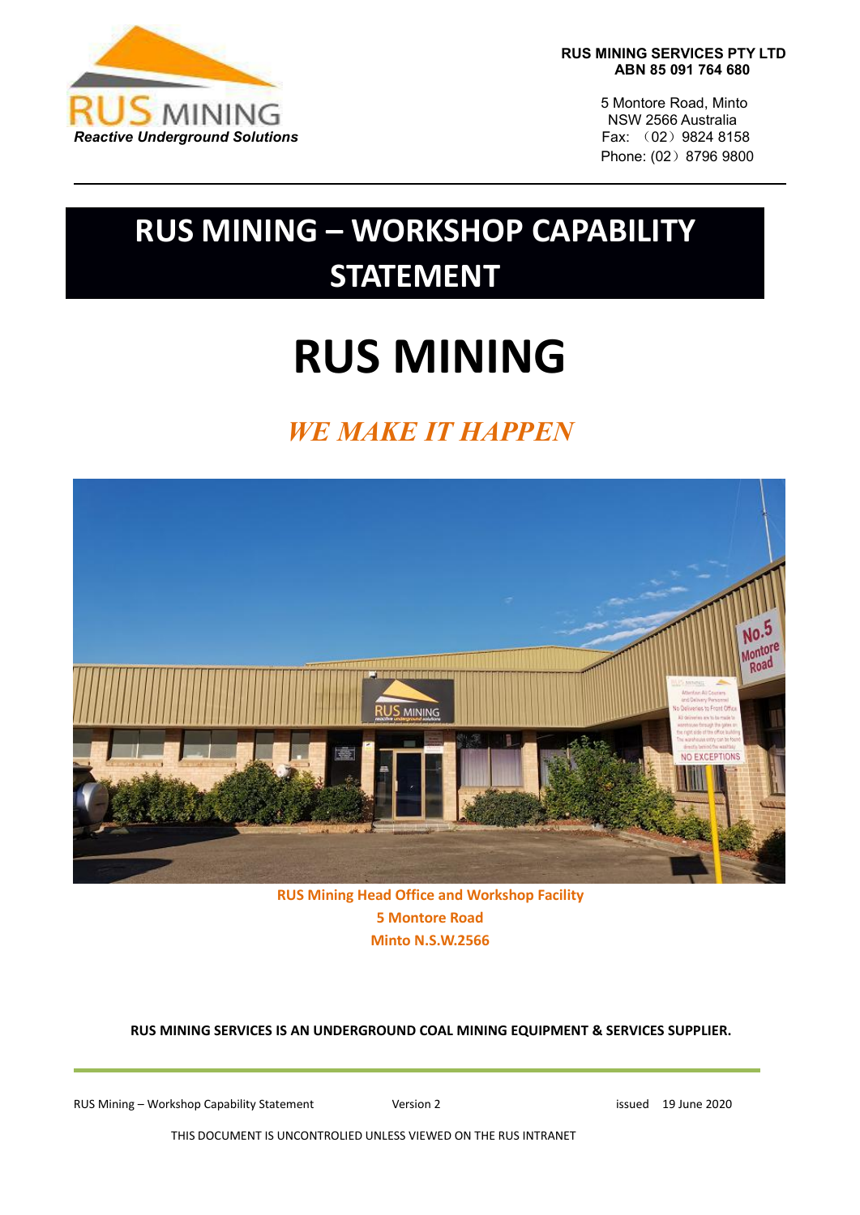RUS MINING

*Reactive Underground Solutions*

**RUS MINING SERVICES PTY LTD**
**ABN 85 091 764 680**

5 Montore Road, Minto
NSW 2566 Australia
Fax: （02）9824 8158
Phone: (02）8796 9800

# RUS MINING – WORKSHOP CAPABILITY STATEMENT

# RUS MINING

## *WE MAKE IT HAPPEN*

**RUS Mining Head Office and Workshop Facility**
**5 Montore Road**
**Minto N.S.W.2566**

**RUS MINING SERVICES IS AN UNDERGROUND COAL MINING EQUIPMENT & SERVICES SUPPLIER.**

RUS Mining – Workshop Capability Statement    Version 2    issued 19 June 2020

THIS DOCUMENT IS UNCONTROLIED UNLESS VIEWED ON THE RUS INTRANET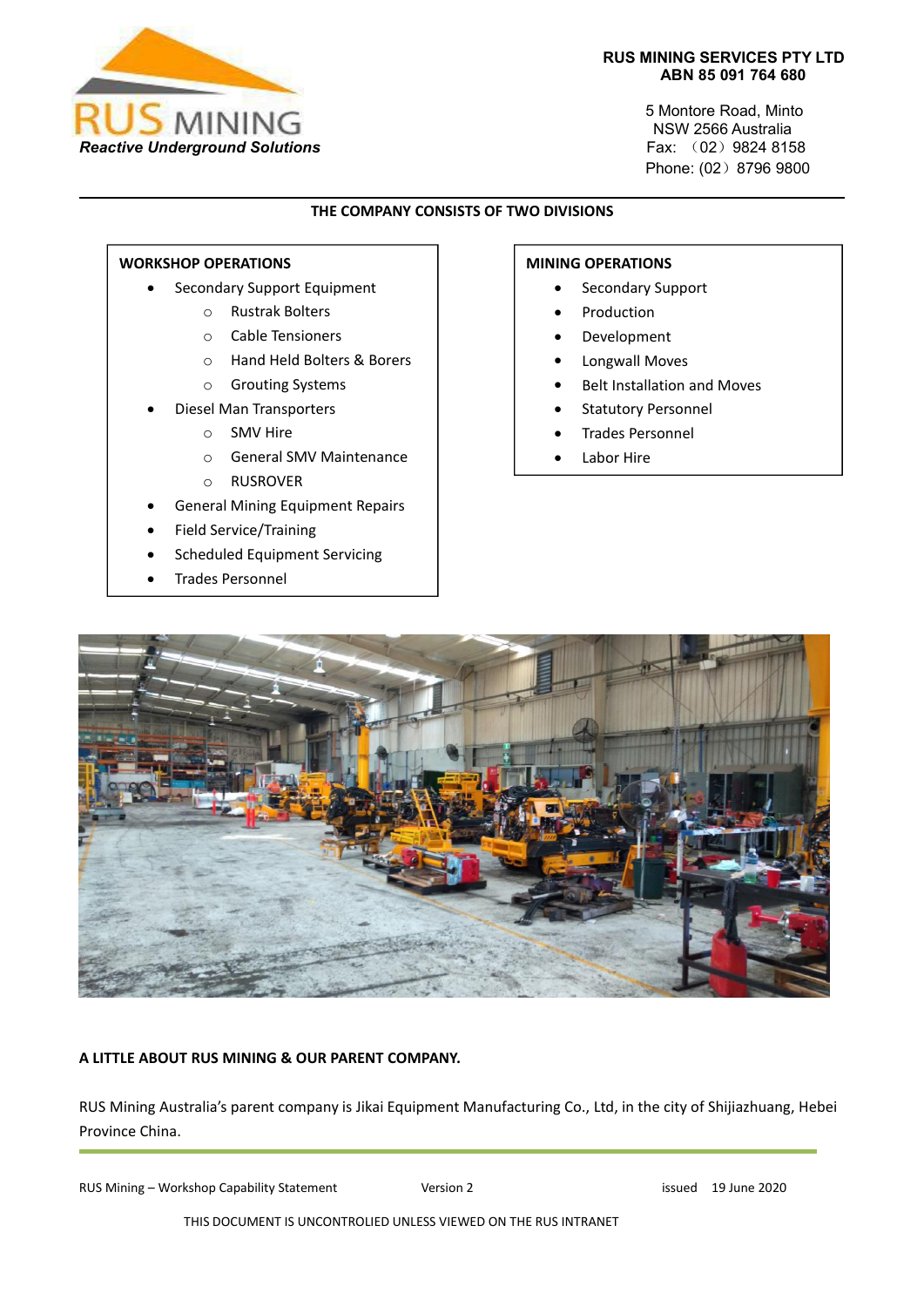RUS MINING

*Reactive Underground Solutions*

**RUS MINING SERVICES PTY LTD**
**ABN 85 091 764 680**

5 Montore Road, Minto
NSW 2566 Australia
Fax: （02）9824 8158
Phone: (02）8796 9800

**THE COMPANY CONSISTS OF TWO DIVISIONS**

**WORKSHOP OPERATIONS**

- Secondary Support Equipment
  - Rustrak Bolters
  - Cable Tensioners
  - Hand Held Bolters & Borers
  - Grouting Systems
- Diesel Man Transporters
  - SMV Hire
  - General SMV Maintenance
  - RUSROVER
- General Mining Equipment Repairs
- Field Service/Training
- Scheduled Equipment Servicing
- Trades Personnel

**MINING OPERATIONS**

- Secondary Support
- Production
- Development
- Longwall Moves
- Belt Installation and Moves
- Statutory Personnel
- Trades Personnel
- Labor Hire

**A LITTLE ABOUT RUS MINING & OUR PARENT COMPANY.**

RUS Mining Australia's parent company is Jikai Equipment Manufacturing Co., Ltd, in the city of Shijiazhuang, Hebei Province China.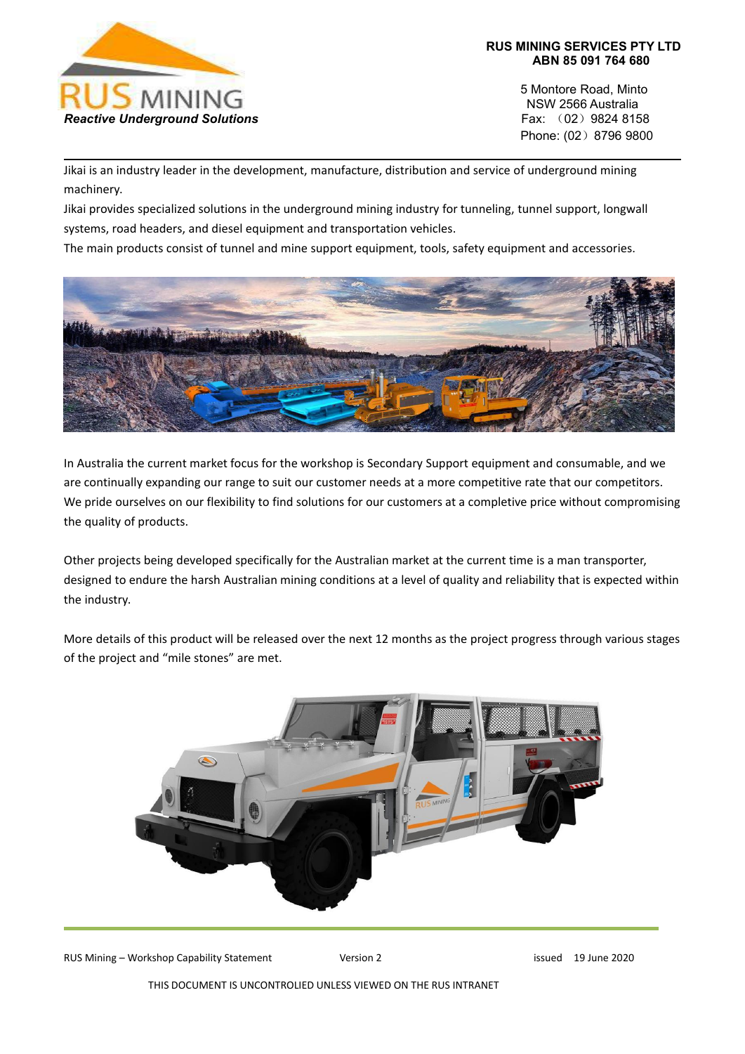**RUS MINING SERVICES PTY LTD**
**ABN 85 091 764 680**

5 Montore Road, Minto
NSW 2566 Australia
Fax: （02）9824 8158
Phone: (02）8796 9800

Jikai is an industry leader in the development, manufacture, distribution and service of underground mining machinery.

Jikai provides specialized solutions in the underground mining industry for tunneling, tunnel support, longwall systems, road headers, and diesel equipment and transportation vehicles.

The main products consist of tunnel and mine support equipment, tools, safety equipment and accessories.

In Australia the current market focus for the workshop is Secondary Support equipment and consumable, and we are continually expanding our range to suit our customer needs at a more competitive rate that our competitors. We pride ourselves on our flexibility to find solutions for our customers at a completive price without compromising the quality of products.

Other projects being developed specifically for the Australian market at the current time is a man transporter, designed to endure the harsh Australian mining conditions at a level of quality and reliability that is expected within the industry.

More details of this product will be released over the next 12 months as the project progress through various stages of the project and "mile stones" are met.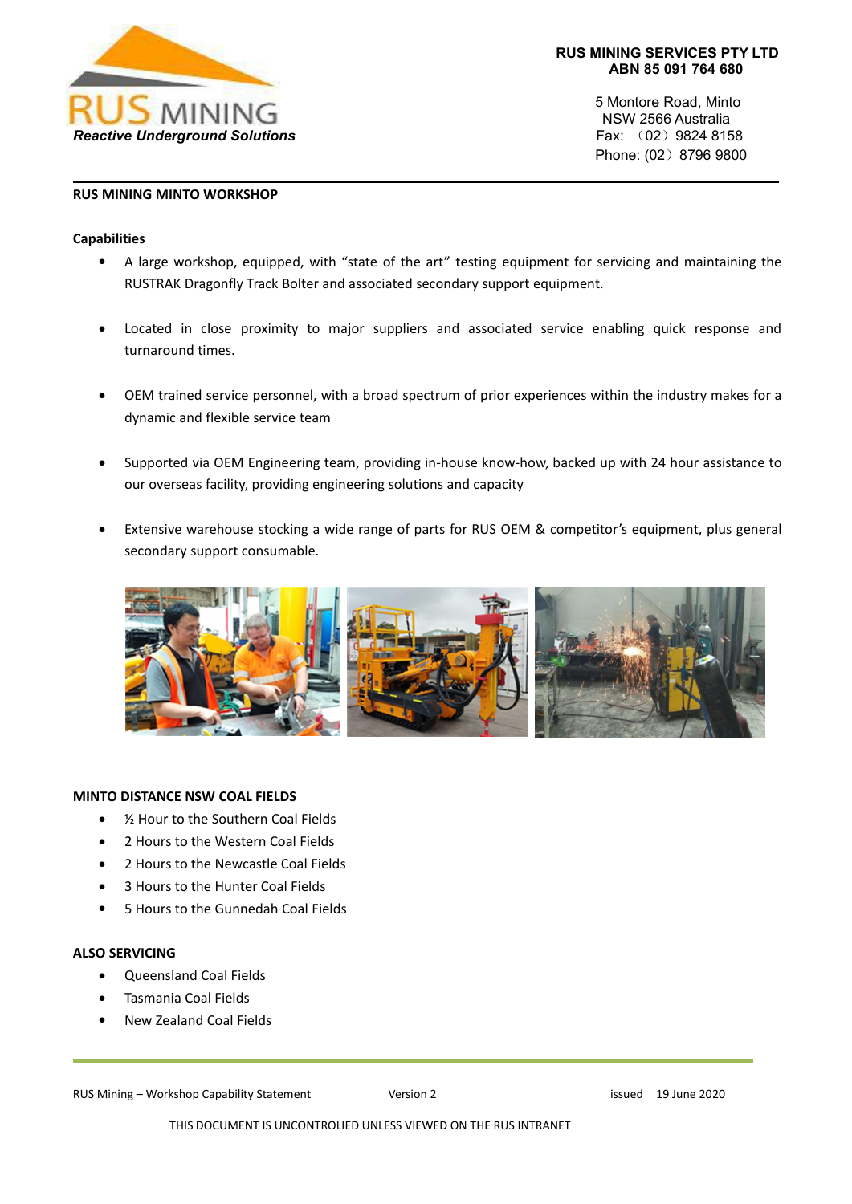RUS MINING SERVICES PTY LTD
ABN 85 091 764 680

5 Montore Road, Minto
NSW 2566 Australia
Fax: （02）9824 8158
Phone: (02）8796 9800

RUS MINING

*Reactive Underground Solutions*

## RUS MINING MINTO WORKSHOP

### Capabilities

- A large workshop, equipped, with “state of the art” testing equipment for servicing and maintaining the RUSTRAK Dragonfly Track Bolter and associated secondary support equipment.
- Located in close proximity to major suppliers and associated service enabling quick response and turnaround times.
- OEM trained service personnel, with a broad spectrum of prior experiences within the industry makes for a dynamic and flexible service team
- Supported via OEM Engineering team, providing in-house know-how, backed up with 24 hour assistance to our overseas facility, providing engineering solutions and capacity
- Extensive warehouse stocking a wide range of parts for RUS OEM & competitor’s equipment, plus general secondary support consumable.

### MINTO DISTANCE NSW COAL FIELDS

- ½ Hour to the Southern Coal Fields
- 2 Hours to the Western Coal Fields
- 2 Hours to the Newcastle Coal Fields
- 3 Hours to the Hunter Coal Fields
- 5 Hours to the Gunnedah Coal Fields

### ALSO SERVICING

- Queensland Coal Fields
- Tasmania Coal Fields
- New Zealand Coal Fields

RUS Mining – Workshop Capability Statement　　Version 2　　issued 19 June 2020

THIS DOCUMENT IS UNCONTROLIED UNLESS VIEWED ON THE RUS INTRANET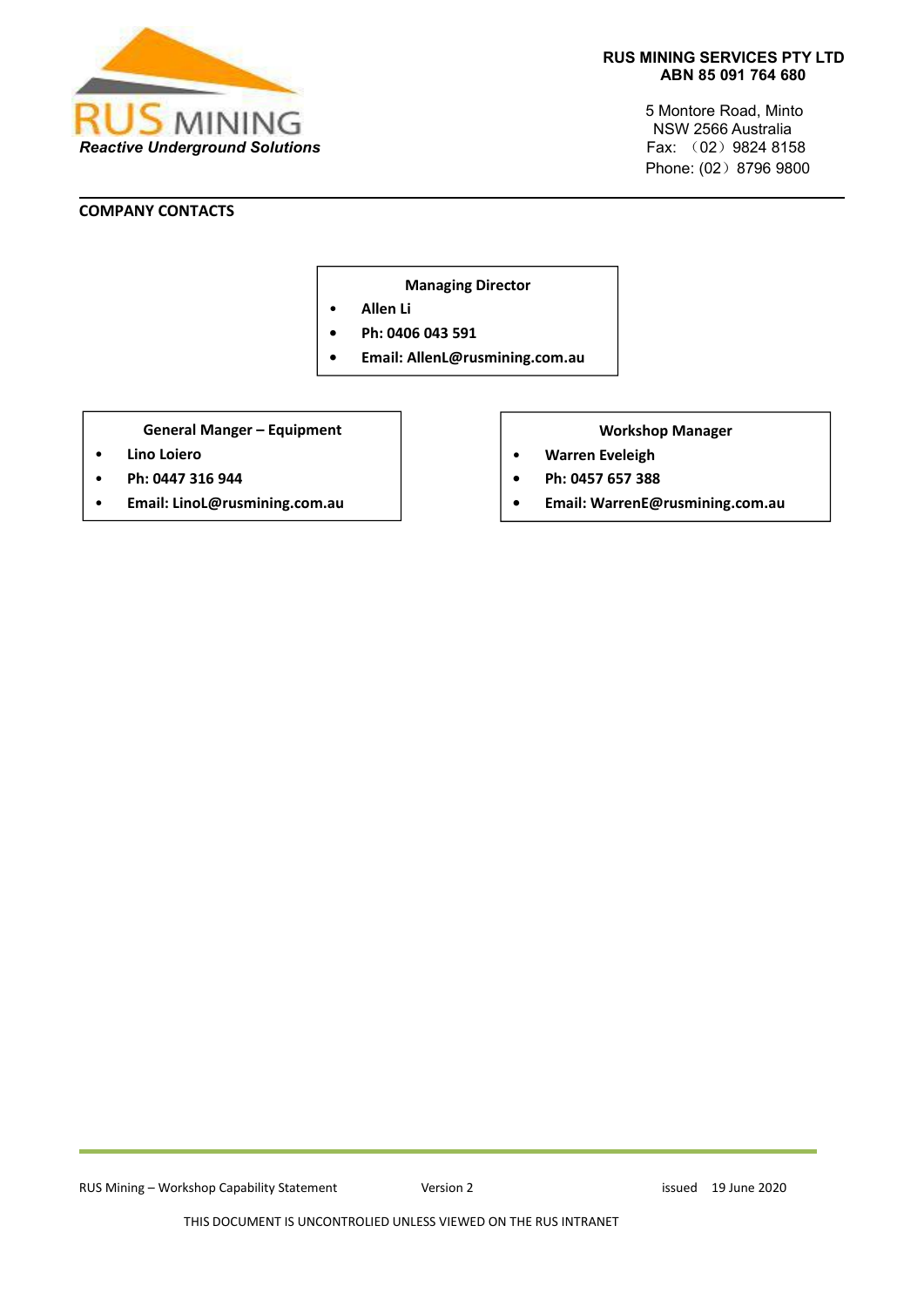RUS MINING

*Reactive Underground Solutions*

**RUS MINING SERVICES PTY LTD**
**ABN 85 091 764 680**

5 Montore Road, Minto
NSW 2566 Australia
Fax: （02）9824 8158
Phone: (02）8796 9800

## COMPANY CONTACTS

**Managing Director**

- **Allen Li**
- **Ph: 0406 043 591**
- **Email: AllenL@rusmining.com.au**

**General Manger – Equipment**

- **Lino Loiero**
- **Ph: 0447 316 944**
- **Email: LinoL@rusmining.com.au**

**Workshop Manager**

- **Warren Eveleigh**
- **Ph: 0457 657 388**
- **Email: WarrenE@rusmining.com.au**

THIS DOCUMENT IS UNCONTROLIED UNLESS VIEWED ON THE RUS INTRANET